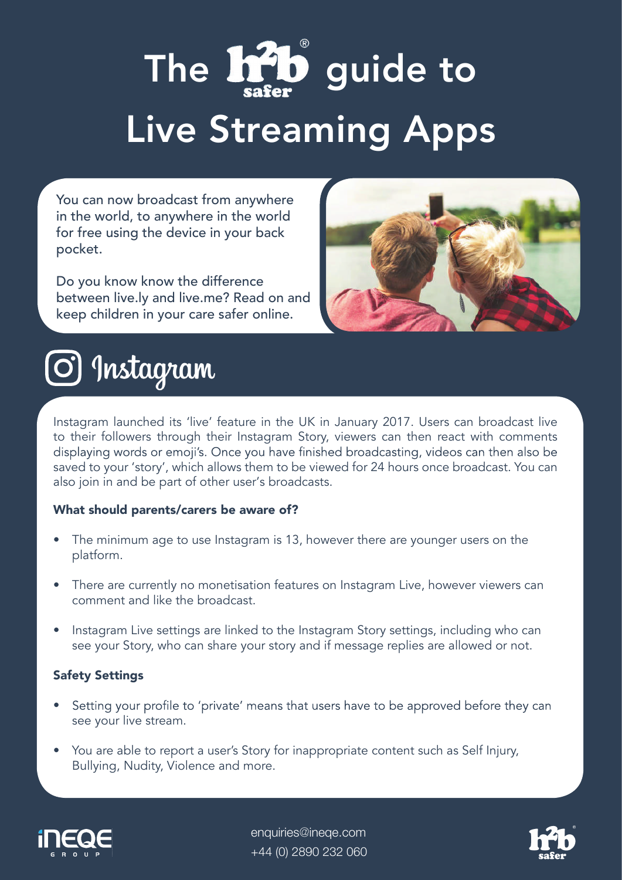# The h2b safer guide to Live Streaming Apps

You can now broadcast from anywhere in the world, to anywhere in the world for free using the device in your back pocket.

Do you know know the difference between live.ly and live.me? Read on and keep children in your care safer online.

## Instagram

Instagram launched its 'live' feature in the UK in January 2017. Users can broadcast live to their followers through their Instagram Story, viewers can then react with comments displaying words or emoji's. Once you have finished broadcasting, videos can then also be saved to your 'story', which allows them to be viewed for 24 hours once broadcast. You can also join in and be part of other user's broadcasts.

### What should parents/carers be aware of?

- The minimum age to use Instagram is 13, however there are younger users on the platform.
- There are currently no monetisation features on Instagram Live, however viewers can comment and like the broadcast.
- Instagram Live settings are linked to the Instagram Story settings, including who can see your Story, who can share your story and if message replies are allowed or not.

### Safety Settings

- Setting your profile to 'private' means that users have to be approved before they can see your live stream.
- You are able to report a user's Story for inappropriate content such as Self Injury, Bullying, Nudity, Violence and more.

enquiries@ineqe.com
+44 (0) 2890 232 060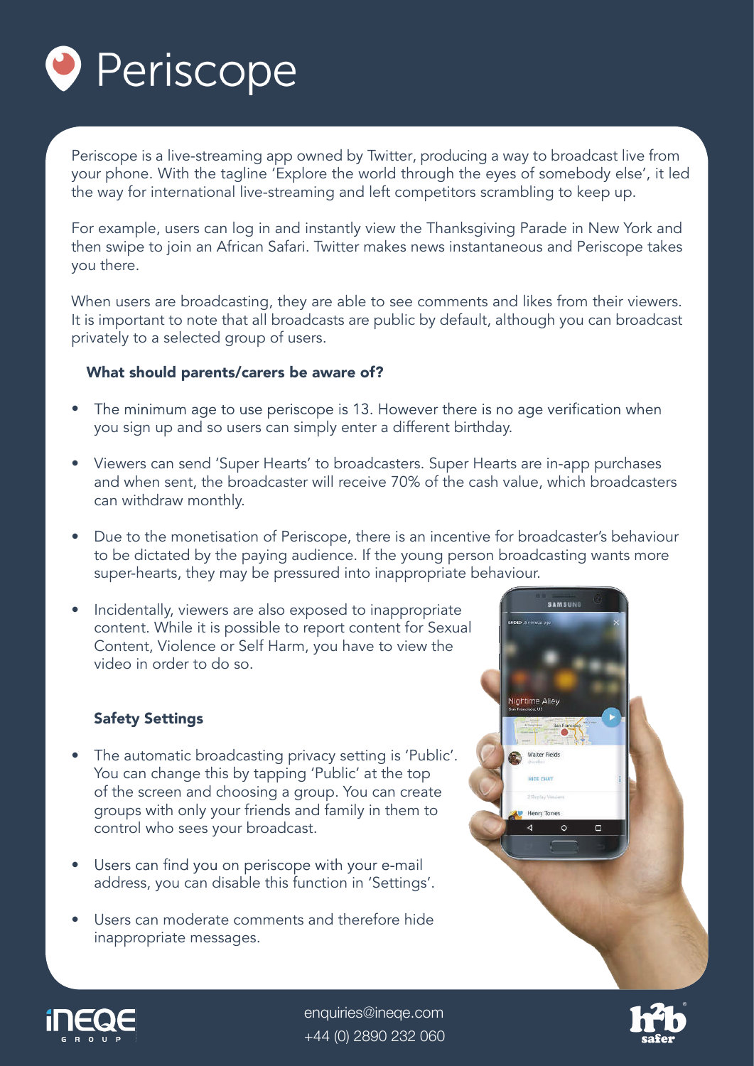# Periscope

Periscope is a live-streaming app owned by Twitter, producing a way to broadcast live from your phone. With the tagline 'Explore the world through the eyes of somebody else', it led the way for international live-streaming and left competitors scrambling to keep up.

For example, users can log in and instantly view the Thanksgiving Parade in New York and then swipe to join an African Safari. Twitter makes news instantaneous and Periscope takes you there.

When users are broadcasting, they are able to see comments and likes from their viewers. It is important to note that all broadcasts are public by default, although you can broadcast privately to a selected group of users.

**What should parents/carers be aware of?**

- The minimum age to use periscope is 13. However there is no age verification when you sign up and so users can simply enter a different birthday.
- Viewers can send 'Super Hearts' to broadcasters. Super Hearts are in-app purchases and when sent, the broadcaster will receive 70% of the cash value, which broadcasters can withdraw monthly.
- Due to the monetisation of Periscope, there is an incentive for broadcaster's behaviour to be dictated by the paying audience. If the young person broadcasting wants more super-hearts, they may be pressured into inappropriate behaviour.
- Incidentally, viewers are also exposed to inappropriate content. While it is possible to report content for Sexual Content, Violence or Self Harm, you have to view the video in order to do so.

**Safety Settings**

- The automatic broadcasting privacy setting is 'Public'. You can change this by tapping 'Public' at the top of the screen and choosing a group. You can create groups with only your friends and family in them to control who sees your broadcast.
- Users can find you on periscope with your e-mail address, you can disable this function in 'Settings'.
- Users can moderate comments and therefore hide inappropriate messages.

enquiries@ineqe.com
+44 (0) 2890 232 060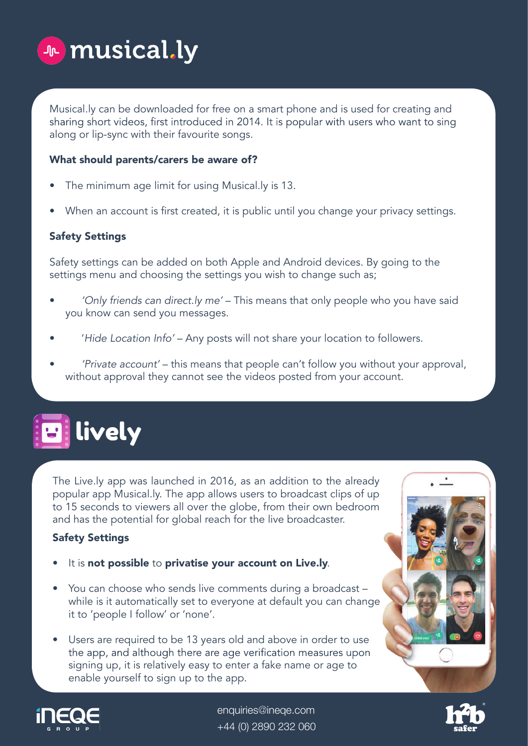# musical.ly

Musical.ly can be downloaded for free on a smart phone and is used for creating and sharing short videos, first introduced in 2014. It is popular with users who want to sing along or lip-sync with their favourite songs.

**What should parents/carers be aware of?**

- The minimum age limit for using Musical.ly is 13.
- When an account is first created, it is public until you change your privacy settings.

**Safety Settings**

Safety settings can be added on both Apple and Android devices. By going to the settings menu and choosing the settings you wish to change such as;

- *'Only friends can direct.ly me'* – This means that only people who you have said you know can send you messages.
- '*Hide Location Info'* – Any posts will not share your location to followers.
- *'Private account'* – this means that people can't follow you without your approval, without approval they cannot see the videos posted from your account.

# lively

The Live.ly app was launched in 2016, as an addition to the already popular app Musical.ly. The app allows users to broadcast clips of up to 15 seconds to viewers all over the globe, from their own bedroom and has the potential for global reach for the live broadcaster.

**Safety Settings**

- It is **not possible** to **privatise your account on Live.ly**.
- You can choose who sends live comments during a broadcast – while is it automatically set to everyone at default you can change it to 'people I follow' or 'none'.
- Users are required to be 13 years old and above in order to use the app, and although there are age verification measures upon signing up, it is relatively easy to enter a fake name or age to enable yourself to sign up to the app.

enquiries@ineqe.com
+44 (0) 2890 232 060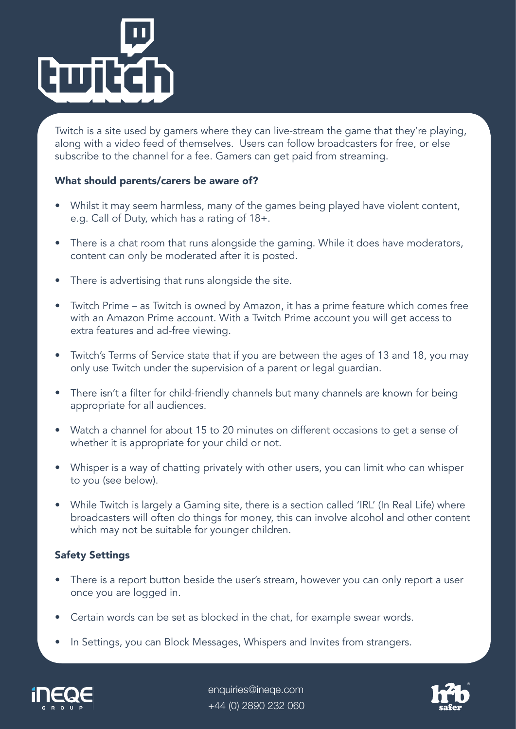# Twitch

Twitch is a site used by gamers where they can live-stream the game that they're playing, along with a video feed of themselves. Users can follow broadcasters for free, or else subscribe to the channel for a fee. Gamers can get paid from streaming.

## What should parents/carers be aware of?

- Whilst it may seem harmless, many of the games being played have violent content, e.g. Call of Duty, which has a rating of 18+.
- There is a chat room that runs alongside the gaming. While it does have moderators, content can only be moderated after it is posted.
- There is advertising that runs alongside the site.
- Twitch Prime – as Twitch is owned by Amazon, it has a prime feature which comes free with an Amazon Prime account. With a Twitch Prime account you will get access to extra features and ad-free viewing.
- Twitch's Terms of Service state that if you are between the ages of 13 and 18, you may only use Twitch under the supervision of a parent or legal guardian.
- There isn't a filter for child-friendly channels but many channels are known for being appropriate for all audiences.
- Watch a channel for about 15 to 20 minutes on different occasions to get a sense of whether it is appropriate for your child or not.
- Whisper is a way of chatting privately with other users, you can limit who can whisper to you (see below).
- While Twitch is largely a Gaming site, there is a section called 'IRL' (In Real Life) where broadcasters will often do things for money, this can involve alcohol and other content which may not be suitable for younger children.

## Safety Settings

- There is a report button beside the user's stream, however you can only report a user once you are logged in.
- Certain words can be set as blocked in the chat, for example swear words.
- In Settings, you can Block Messages, Whispers and Invites from strangers.

enquiries@ineqe.com
+44 (0) 2890 232 060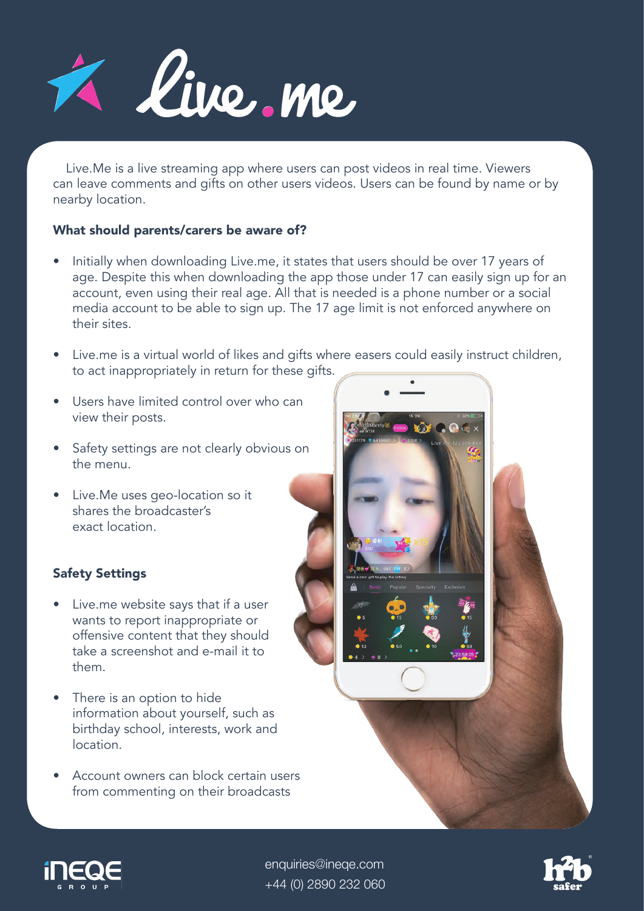# Live.me

Live.Me is a live streaming app where users can post videos in real time. Viewers can leave comments and gifts on other users videos. Users can be found by name or by nearby location.

**What should parents/carers be aware of?**

- Initially when downloading Live.me, it states that users should be over 17 years of age. Despite this when downloading the app those under 17 can easily sign up for an account, even using their real age. All that is needed is a phone number or a social media account to be able to sign up. The 17 age limit is not enforced anywhere on their sites.
- Live.me is a virtual world of likes and gifts where easers could easily instruct children, to act inappropriately in return for these gifts.
- Users have limited control over who can view their posts.
- Safety settings are not clearly obvious on the menu.
- Live.Me uses geo-location so it shares the broadcaster's exact location.

**Safety Settings**

- Live.me website says that if a user wants to report inappropriate or offensive content that they should take a screenshot and e-mail it to them.
- There is an option to hide information about yourself, such as birthday school, interests, work and location.
- Account owners can block certain users from commenting on their broadcasts

enquiries@ineqe.com
+44 (0) 2890 232 060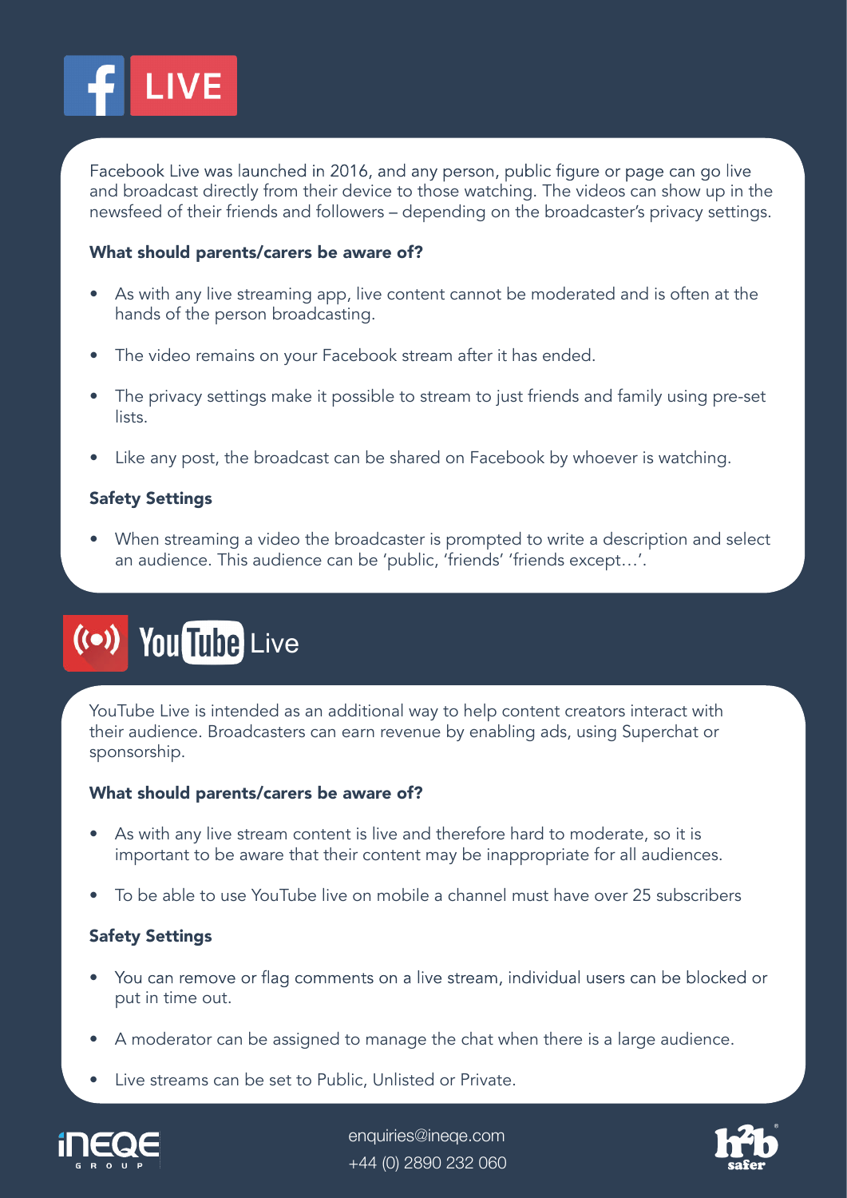# Facebook LIVE

Facebook Live was launched in 2016, and any person, public figure or page can go live and broadcast directly from their device to those watching. The videos can show up in the newsfeed of their friends and followers – depending on the broadcaster's privacy settings.

**What should parents/carers be aware of?**

- As with any live streaming app, live content cannot be moderated and is often at the hands of the person broadcasting.
- The video remains on your Facebook stream after it has ended.
- The privacy settings make it possible to stream to just friends and family using pre-set lists.
- Like any post, the broadcast can be shared on Facebook by whoever is watching.

**Safety Settings**

- When streaming a video the broadcaster is prompted to write a description and select an audience. This audience can be 'public, 'friends' 'friends except…'.

# YouTube Live

YouTube Live is intended as an additional way to help content creators interact with their audience. Broadcasters can earn revenue by enabling ads, using Superchat or sponsorship.

**What should parents/carers be aware of?**

- As with any live stream content is live and therefore hard to moderate, so it is important to be aware that their content may be inappropriate for all audiences.
- To be able to use YouTube live on mobile a channel must have over 25 subscribers

**Safety Settings**

- You can remove or flag comments on a live stream, individual users can be blocked or put in time out.
- A moderator can be assigned to manage the chat when there is a large audience.
- Live streams can be set to Public, Unlisted or Private.

enquiries@ineqe.com
+44 (0) 2890 232 060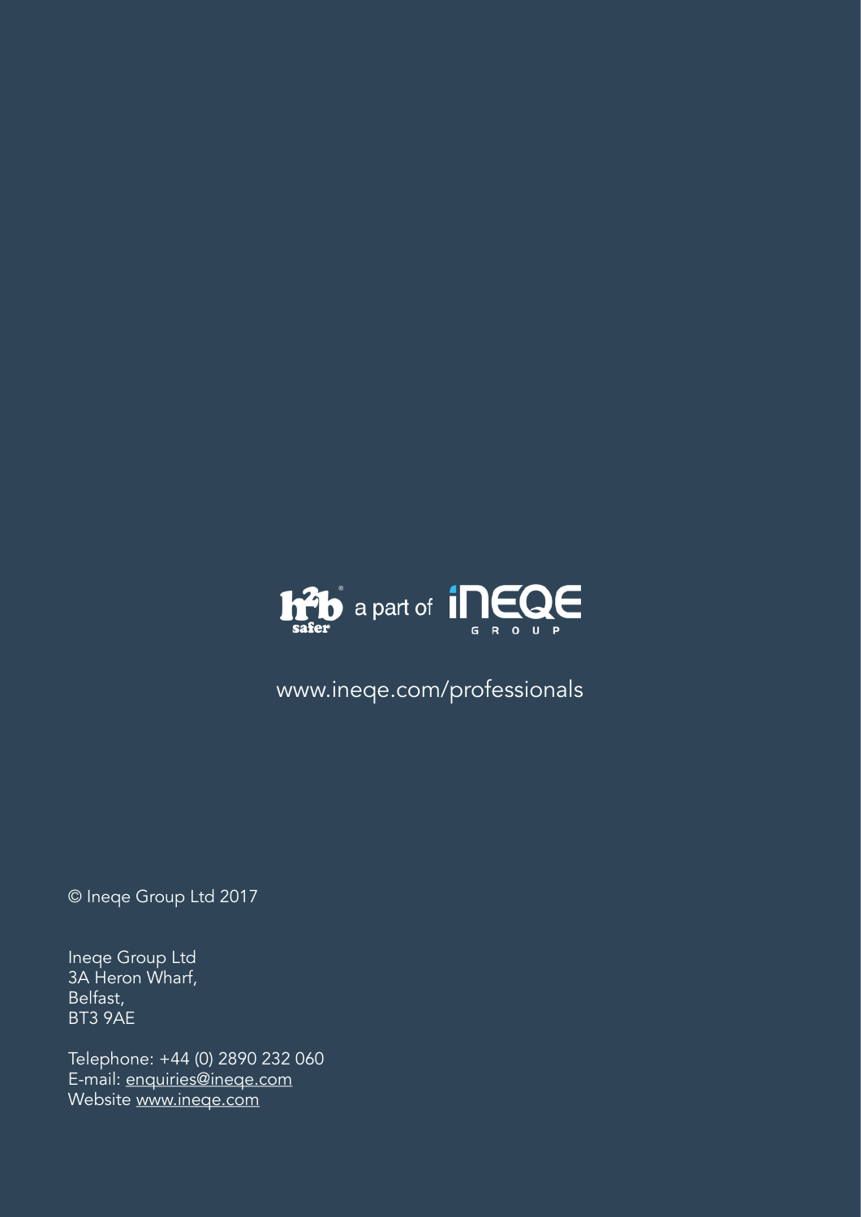h2b safer a part of iNEQE GROUP

www.ineqe.com/professionals

© Ineqe Group Ltd 2017

Ineqe Group Ltd
3A Heron Wharf,
Belfast,
BT3 9AE

Telephone: +44 (0) 2890 232 060
E-mail: enquiries@ineqe.com
Website www.ineqe.com